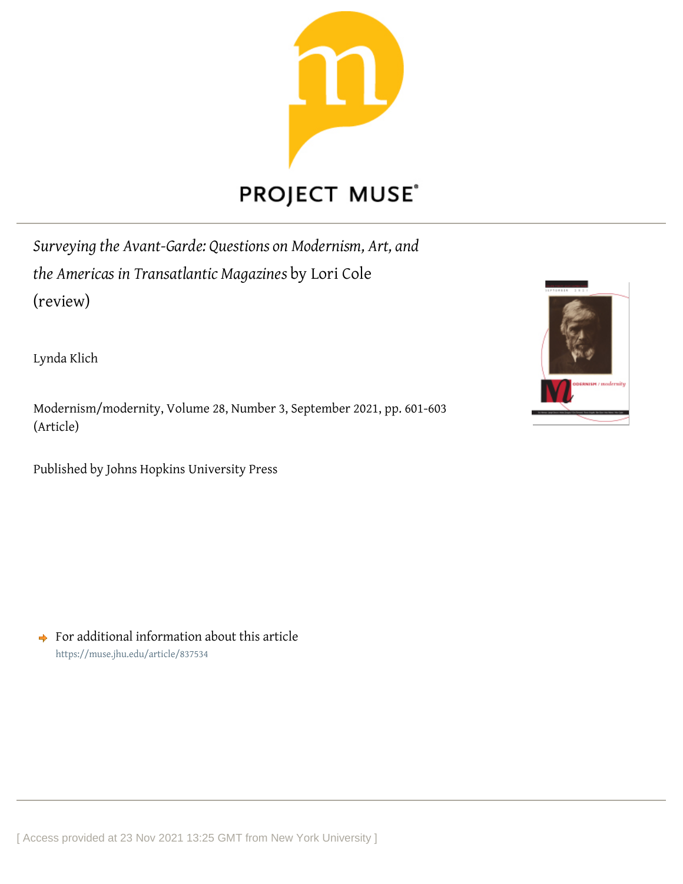*Surveying the Avant-Garde: Questions on Modernism, Art, and the Americas in Transatlantic Magazines* by Lori Cole (review)

Lynda Klich

Modernism/modernity, Volume 28, Number 3, September 2021, pp. 601-603 (Article)

Published by Johns Hopkins University Press

For additional information about this article
https://muse.jhu.edu/article/837534

[ Access provided at 23 Nov 2021 13:25 GMT from New York University ]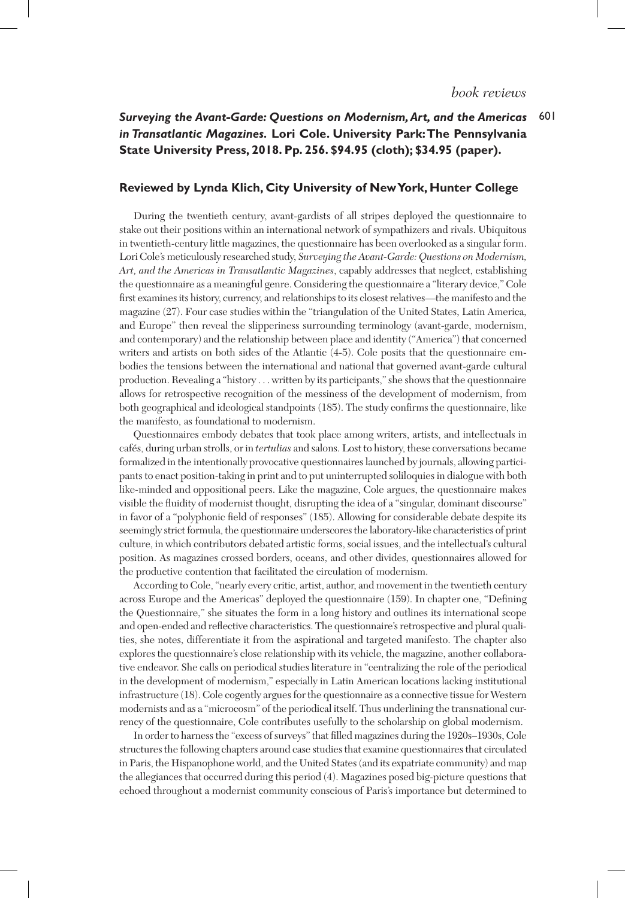*book reviews*

**_Surveying the Avant-Garde: Questions on Modernism, Art, and the Americas in Transatlantic Magazines_. Lori Cole. University Park: The Pennsylvania State University Press, 2018. Pp. 256. $94.95 (cloth); $34.95 (paper).**

**Reviewed by Lynda Klich, City University of New York, Hunter College**

During the twentieth century, avant-gardists of all stripes deployed the questionnaire to stake out their positions within an international network of sympathizers and rivals. Ubiquitous in twentieth-century little magazines, the questionnaire has been overlooked as a singular form. Lori Cole's meticulously researched study, *Surveying the Avant-Garde: Questions on Modernism, Art, and the Americas in Transatlantic Magazines*, capably addresses that neglect, establishing the questionnaire as a meaningful genre. Considering the questionnaire a "literary device," Cole first examines its history, currency, and relationships to its closest relatives—the manifesto and the magazine (27). Four case studies within the "triangulation of the United States, Latin America, and Europe" then reveal the slipperiness surrounding terminology (avant-garde, modernism, and contemporary) and the relationship between place and identity ("America") that concerned writers and artists on both sides of the Atlantic (4-5). Cole posits that the questionnaire embodies the tensions between the international and national that governed avant-garde cultural production. Revealing a "history . . . written by its participants," she shows that the questionnaire allows for retrospective recognition of the messiness of the development of modernism, from both geographical and ideological standpoints (185). The study confirms the questionnaire, like the manifesto, as foundational to modernism.

Questionnaires embody debates that took place among writers, artists, and intellectuals in cafés, during urban strolls, or in *tertulias* and salons. Lost to history, these conversations became formalized in the intentionally provocative questionnaires launched by journals, allowing participants to enact position-taking in print and to put uninterrupted soliloquies in dialogue with both like-minded and oppositional peers. Like the magazine, Cole argues, the questionnaire makes visible the fluidity of modernist thought, disrupting the idea of a "singular, dominant discourse" in favor of a "polyphonic field of responses" (185). Allowing for considerable debate despite its seemingly strict formula, the questionnaire underscores the laboratory-like characteristics of print culture, in which contributors debated artistic forms, social issues, and the intellectual's cultural position. As magazines crossed borders, oceans, and other divides, questionnaires allowed for the productive contention that facilitated the circulation of modernism.

According to Cole, "nearly every critic, artist, author, and movement in the twentieth century across Europe and the Americas" deployed the questionnaire (159). In chapter one, "Defining the Questionnaire," she situates the form in a long history and outlines its international scope and open-ended and reflective characteristics. The questionnaire's retrospective and plural qualities, she notes, differentiate it from the aspirational and targeted manifesto. The chapter also explores the questionnaire's close relationship with its vehicle, the magazine, another collaborative endeavor. She calls on periodical studies literature in "centralizing the role of the periodical in the development of modernism," especially in Latin American locations lacking institutional infrastructure (18). Cole cogently argues for the questionnaire as a connective tissue for Western modernists and as a "microcosm" of the periodical itself. Thus underlining the transnational currency of the questionnaire, Cole contributes usefully to the scholarship on global modernism.

In order to harness the "excess of surveys" that filled magazines during the 1920s–1930s, Cole structures the following chapters around case studies that examine questionnaires that circulated in Paris, the Hispanophone world, and the United States (and its expatriate community) and map the allegiances that occurred during this period (4). Magazines posed big-picture questions that echoed throughout a modernist community conscious of Paris's importance but determined to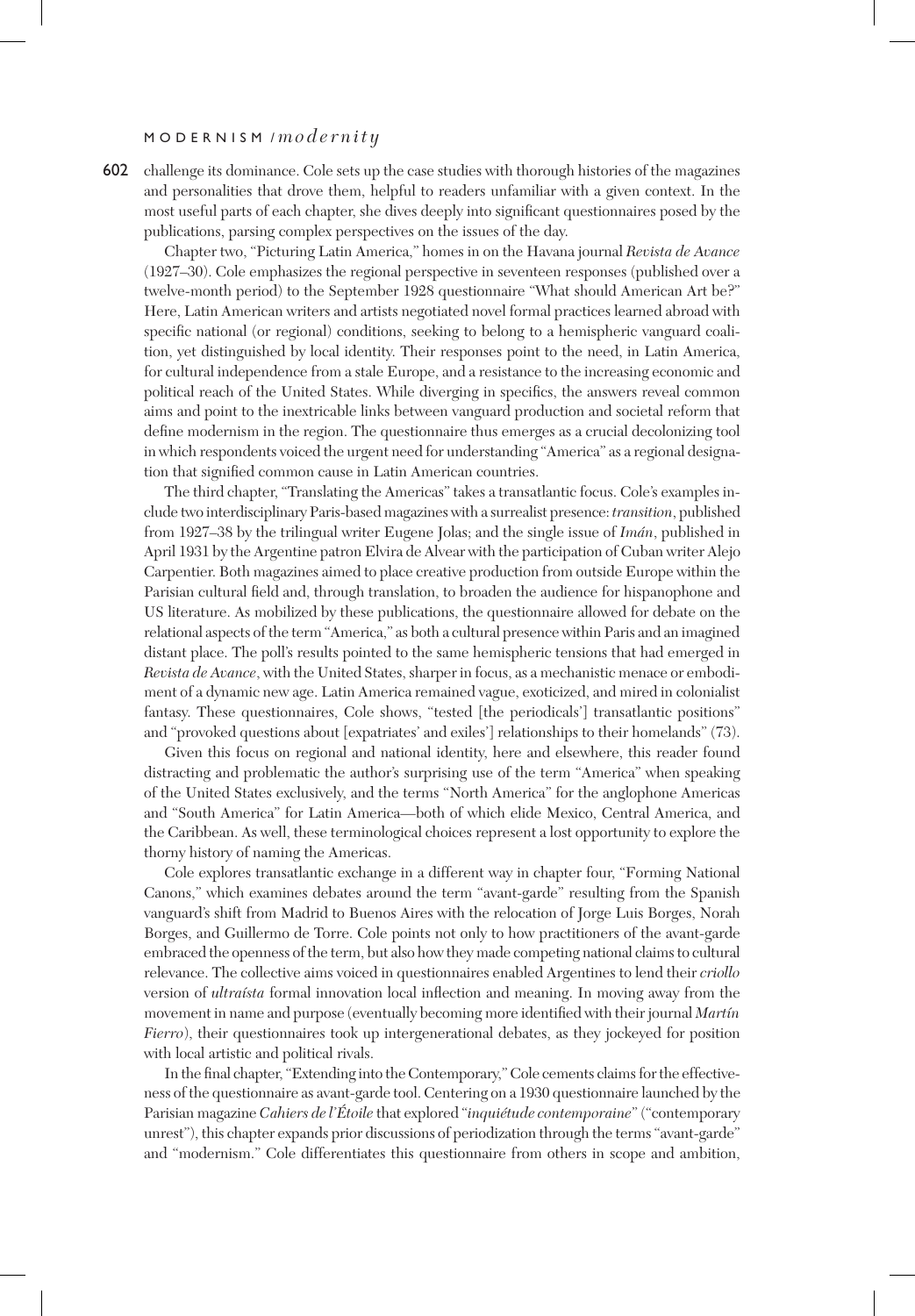challenge its dominance. Cole sets up the case studies with thorough histories of the magazines and personalities that drove them, helpful to readers unfamiliar with a given context. In the most useful parts of each chapter, she dives deeply into significant questionnaires posed by the publications, parsing complex perspectives on the issues of the day.

Chapter two, "Picturing Latin America," homes in on the Havana journal *Revista de Avance* (1927–30). Cole emphasizes the regional perspective in seventeen responses (published over a twelve-month period) to the September 1928 questionnaire "What should American Art be?" Here, Latin American writers and artists negotiated novel formal practices learned abroad with specific national (or regional) conditions, seeking to belong to a hemispheric vanguard coalition, yet distinguished by local identity. Their responses point to the need, in Latin America, for cultural independence from a stale Europe, and a resistance to the increasing economic and political reach of the United States. While diverging in specifics, the answers reveal common aims and point to the inextricable links between vanguard production and societal reform that define modernism in the region. The questionnaire thus emerges as a crucial decolonizing tool in which respondents voiced the urgent need for understanding "America" as a regional designation that signified common cause in Latin American countries.

The third chapter, "Translating the Americas" takes a transatlantic focus. Cole's examples include two interdisciplinary Paris-based magazines with a surrealist presence: *transition*, published from 1927–38 by the trilingual writer Eugene Jolas; and the single issue of *Imán*, published in April 1931 by the Argentine patron Elvira de Alvear with the participation of Cuban writer Alejo Carpentier. Both magazines aimed to place creative production from outside Europe within the Parisian cultural field and, through translation, to broaden the audience for hispanophone and US literature. As mobilized by these publications, the questionnaire allowed for debate on the relational aspects of the term "America," as both a cultural presence within Paris and an imagined distant place. The poll's results pointed to the same hemispheric tensions that had emerged in *Revista de Avance*, with the United States, sharper in focus, as a mechanistic menace or embodiment of a dynamic new age. Latin America remained vague, exoticized, and mired in colonialist fantasy. These questionnaires, Cole shows, "tested [the periodicals'] transatlantic positions" and "provoked questions about [expatriates' and exiles'] relationships to their homelands" (73).

Given this focus on regional and national identity, here and elsewhere, this reader found distracting and problematic the author's surprising use of the term "America" when speaking of the United States exclusively, and the terms "North America" for the anglophone Americas and "South America" for Latin America—both of which elide Mexico, Central America, and the Caribbean. As well, these terminological choices represent a lost opportunity to explore the thorny history of naming the Americas.

Cole explores transatlantic exchange in a different way in chapter four, "Forming National Canons," which examines debates around the term "avant-garde" resulting from the Spanish vanguard's shift from Madrid to Buenos Aires with the relocation of Jorge Luis Borges, Norah Borges, and Guillermo de Torre. Cole points not only to how practitioners of the avant-garde embraced the openness of the term, but also how they made competing national claims to cultural relevance. The collective aims voiced in questionnaires enabled Argentines to lend their *criollo* version of *ultraísta* formal innovation local inflection and meaning. In moving away from the movement in name and purpose (eventually becoming more identified with their journal *Martín Fierro*), their questionnaires took up intergenerational debates, as they jockeyed for position with local artistic and political rivals.

In the final chapter, "Extending into the Contemporary," Cole cements claims for the effectiveness of the questionnaire as avant-garde tool. Centering on a 1930 questionnaire launched by the Parisian magazine *Cahiers de l'Étoile* that explored "*inquiétude contemporaine*" ("contemporary unrest"), this chapter expands prior discussions of periodization through the terms "avant-garde" and "modernism." Cole differentiates this questionnaire from others in scope and ambition,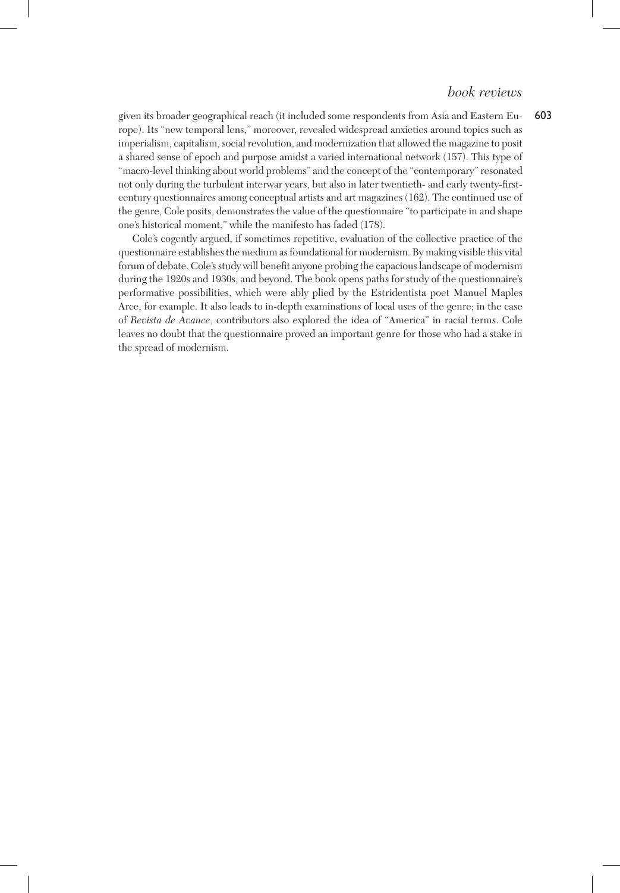given its broader geographical reach (it included some respondents from Asia and Eastern Europe). Its "new temporal lens," moreover, revealed widespread anxieties around topics such as imperialism, capitalism, social revolution, and modernization that allowed the magazine to posit a shared sense of epoch and purpose amidst a varied international network (157). This type of "macro-level thinking about world problems" and the concept of the "contemporary" resonated not only during the turbulent interwar years, but also in later twentieth- and early twenty-first-century questionnaires among conceptual artists and art magazines (162). The continued use of the genre, Cole posits, demonstrates the value of the questionnaire "to participate in and shape one's historical moment," while the manifesto has faded (178).

Cole's cogently argued, if sometimes repetitive, evaluation of the collective practice of the questionnaire establishes the medium as foundational for modernism. By making visible this vital forum of debate, Cole's study will benefit anyone probing the capacious landscape of modernism during the 1920s and 1930s, and beyond. The book opens paths for study of the questionnaire's performative possibilities, which were ably plied by the Estridentista poet Manuel Maples Arce, for example. It also leads to in-depth examinations of local uses of the genre; in the case of *Revista de Avance*, contributors also explored the idea of "America" in racial terms. Cole leaves no doubt that the questionnaire proved an important genre for those who had a stake in the spread of modernism.